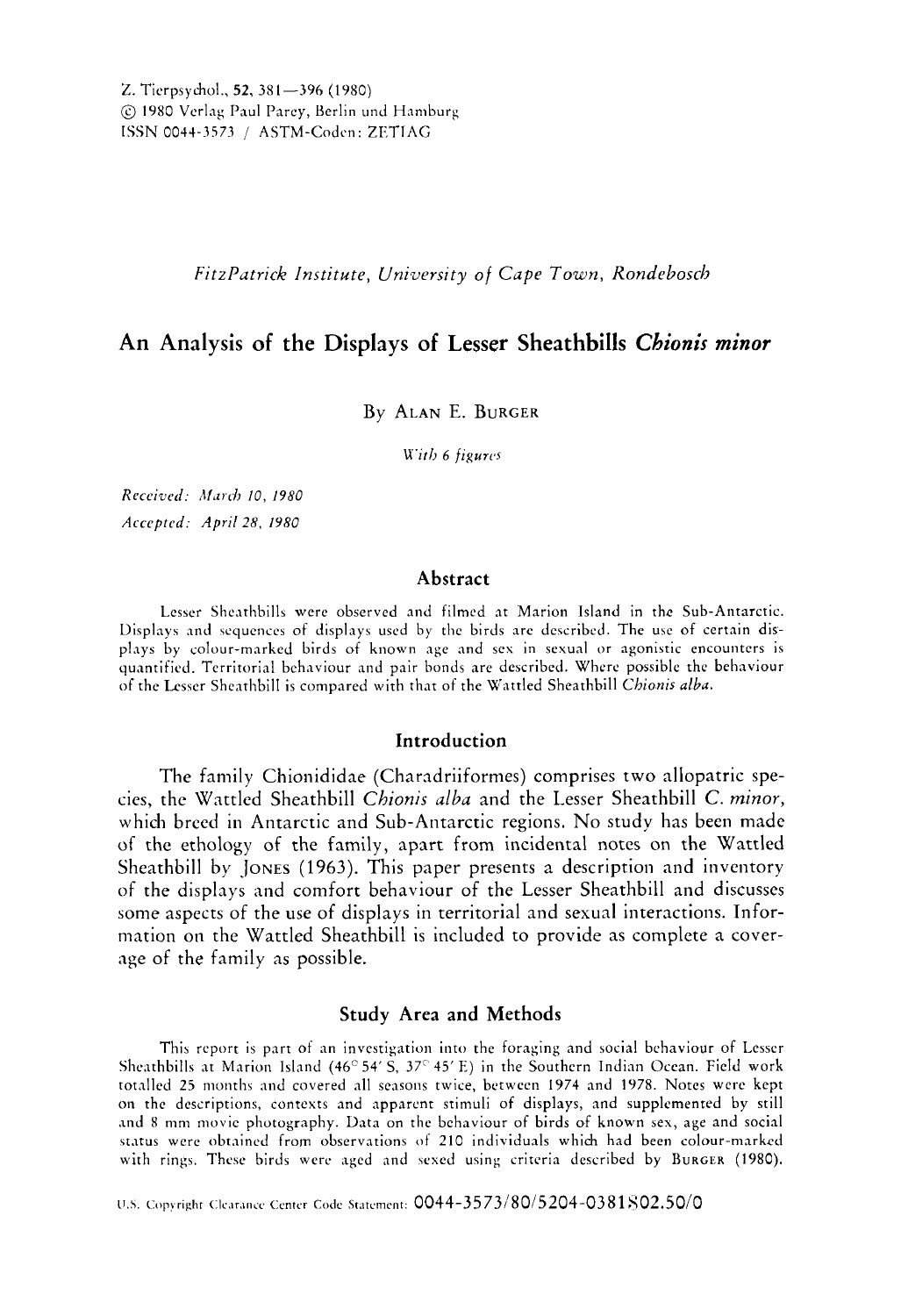FitzPatrick Institute, University of Cape Town, Rondebosch

# An Analysis of the Displays of Lesser Sheathbills *Chionis minor*

By ALAN E. BURGER

*With 6 figures*

*Received: March 10, 1980*
*Accepted: April 28, 1980*

## Abstract

Lesser Sheathbills were observed and filmed at Marion Island in the Sub-Antarctic. Displays and sequences of displays used by the birds are described. The use of certain displays by colour-marked birds of known age and sex in sexual or agonistic encounters is quantified. Territorial behaviour and pair bonds are described. Where possible the behaviour of the Lesser Sheathbill is compared with that of the Wattled Sheathbill *Chionis alba*.

## Introduction

The family Chionididae (Charadriiformes) comprises two allopatric species, the Wattled Sheathbill *Chionis alba* and the Lesser Sheathbill *C. minor*, which breed in Antarctic and Sub-Antarctic regions. No study has been made of the ethology of the family, apart from incidental notes on the Wattled Sheathbill by JONES (1963). This paper presents a description and inventory of the displays and comfort behaviour of the Lesser Sheathbill and discusses some aspects of the use of displays in territorial and sexual interactions. Information on the Wattled Sheathbill is included to provide as complete a coverage of the family as possible.

## Study Area and Methods

This report is part of an investigation into the foraging and social behaviour of Lesser Sheathbills at Marion Island (46° 54′ S, 37° 45′ E) in the Southern Indian Ocean. Field work totalled 25 months and covered all seasons twice, between 1974 and 1978. Notes were kept on the descriptions, contexts and apparent stimuli of displays, and supplemented by still and 8 mm movie photography. Data on the behaviour of birds of known sex, age and social status were obtained from observations of 210 individuals which had been colour-marked with rings. These birds were aged and sexed using criteria described by BURGER (1980).

U.S. Copyright Clearance Center Code Statement: 0044-3573/80/5204-0381$02.50/0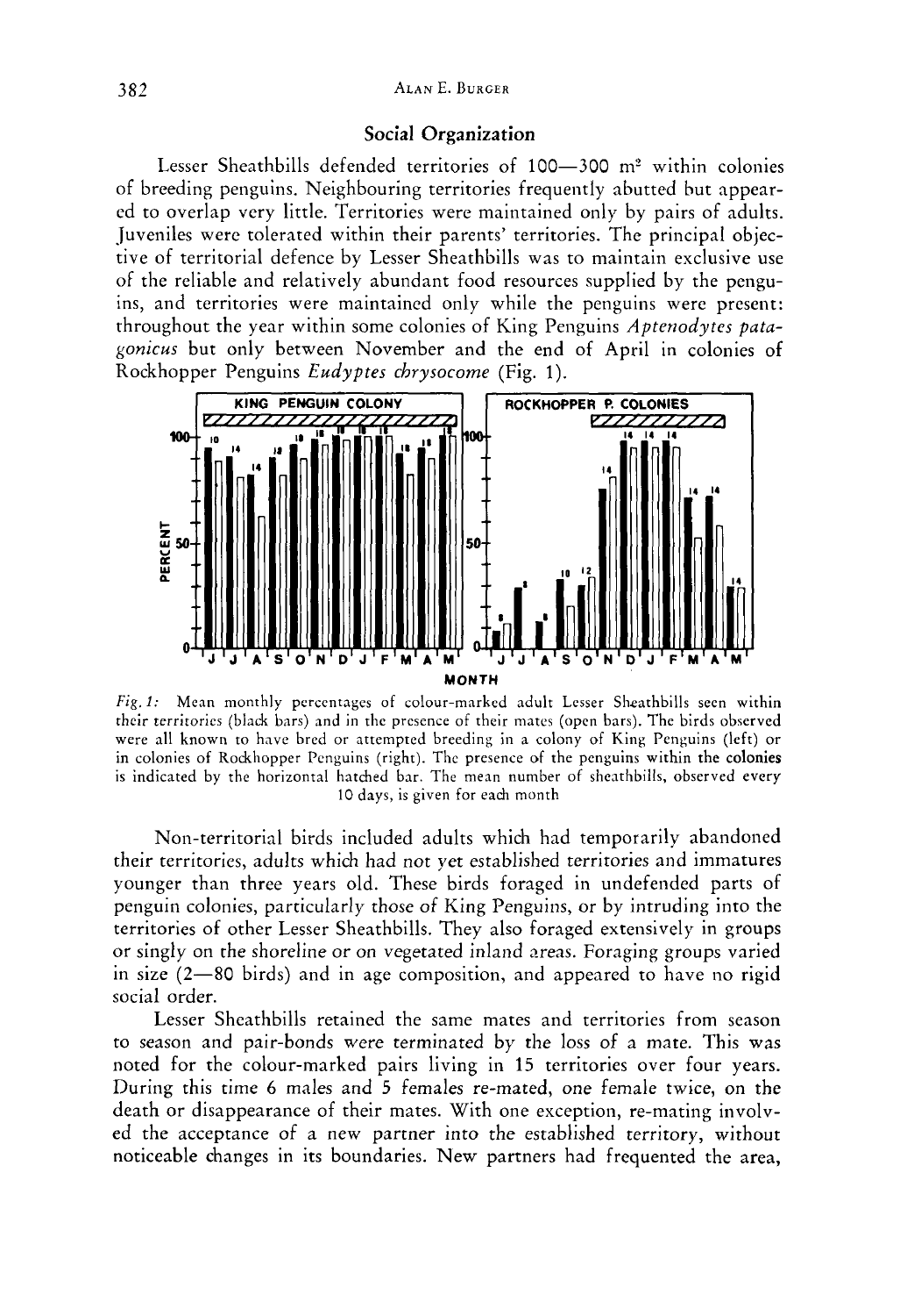## Social Organization

Lesser Sheathbills defended territories of 100—300 m$^2$ within colonies of breeding penguins. Neighbouring territories frequently abutted but appeared to overlap very little. Territories were maintained only by pairs of adults. Juveniles were tolerated within their parents' territories. The principal objective of territorial defence by Lesser Sheathbills was to maintain exclusive use of the reliable and relatively abundant food resources supplied by the penguins, and territories were maintained only while the penguins were present: throughout the year within some colonies of King Penguins *Aptenodytes patagonicus* but only between November and the end of April in colonies of Rockhopper Penguins *Eudyptes chrysocome* (Fig. 1).

*Fig. 1:* Mean monthly percentages of colour-marked adult Lesser Sheathbills seen within their territories (black bars) and in the presence of their mates (open bars). The birds observed were all known to have bred or attempted breeding in a colony of King Penguins (left) or in colonies of Rockhopper Penguins (right). The presence of the penguins within the colonies is indicated by the horizontal hatched bar. The mean number of sheathbills, observed every 10 days, is given for each month

Non-territorial birds included adults which had temporarily abandoned their territories, adults which had not yet established territories and immatures younger than three years old. These birds foraged in undefended parts of penguin colonies, particularly those of King Penguins, or by intruding into the territories of other Lesser Sheathbills. They also foraged extensively in groups or singly on the shoreline or on vegetated inland areas. Foraging groups varied in size (2—80 birds) and in age composition, and appeared to have no rigid social order.

Lesser Sheathbills retained the same mates and territories from season to season and pair-bonds were terminated by the loss of a mate. This was noted for the colour-marked pairs living in 15 territories over four years. During this time 6 males and 5 females re-mated, one female twice, on the death or disappearance of their mates. With one exception, re-mating involved the acceptance of a new partner into the established territory, without noticeable changes in its boundaries. New partners had frequented the area,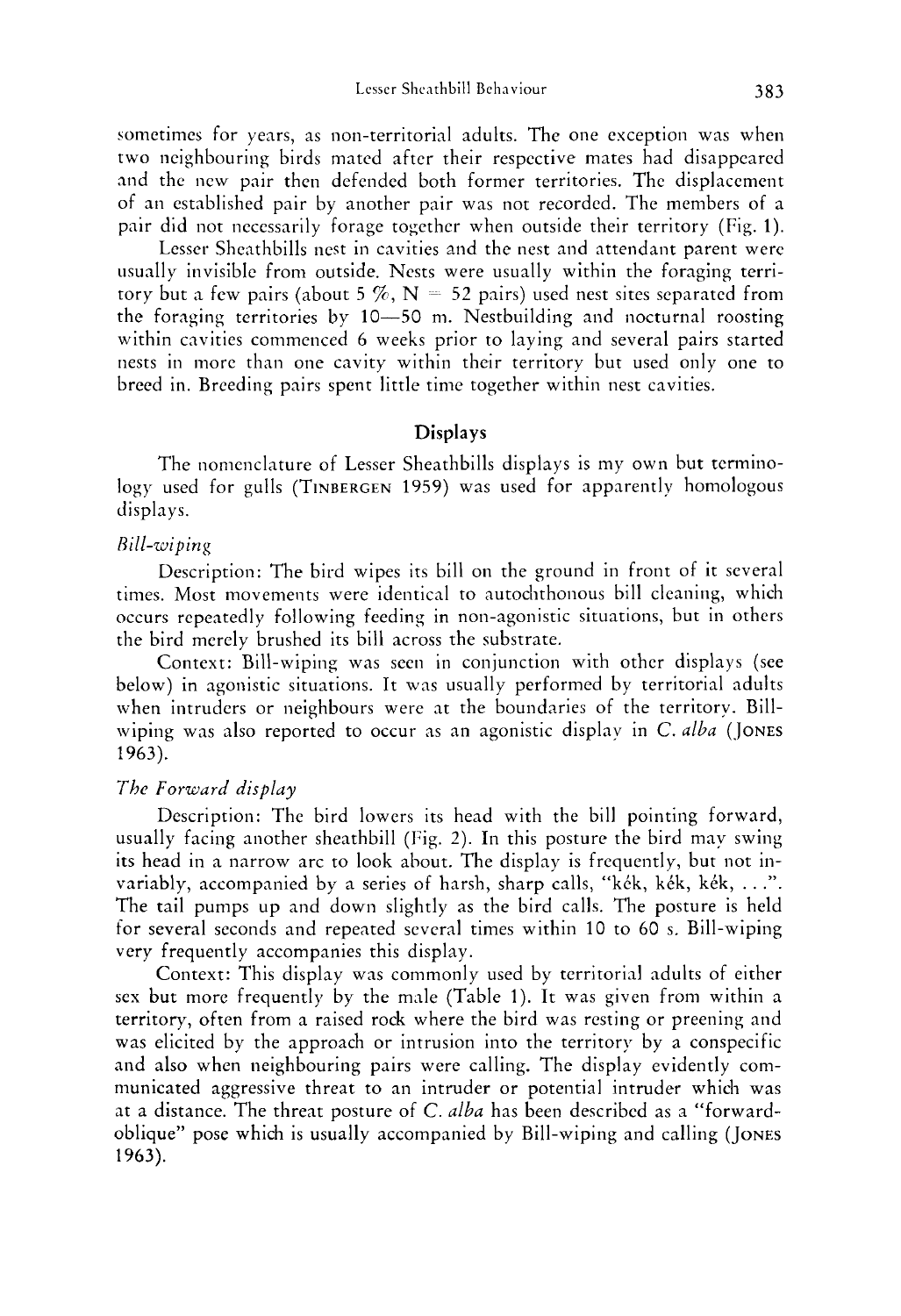sometimes for years, as non-territorial adults. The one exception was when two neighbouring birds mated after their respective mates had disappeared and the new pair then defended both former territories. The displacement of an established pair by another pair was not recorded. The members of a pair did not necessarily forage together when outside their territory (Fig. 1).

Lesser Sheathbills nest in cavities and the nest and attendant parent were usually invisible from outside. Nests were usually within the foraging territory but a few pairs (about 5 %, N = 52 pairs) used nest sites separated from the foraging territories by 10—50 m. Nestbuilding and nocturnal roosting within cavities commenced 6 weeks prior to laying and several pairs started nests in more than one cavity within their territory but used only one to breed in. Breeding pairs spent little time together within nest cavities.

## Displays

The nomenclature of Lesser Sheathbills displays is my own but terminology used for gulls (Tinbergen 1959) was used for apparently homologous displays.

### *Bill-wiping*

Description: The bird wipes its bill on the ground in front of it several times. Most movements were identical to autochthonous bill cleaning, which occurs repeatedly following feeding in non-agonistic situations, but in others the bird merely brushed its bill across the substrate.

Context: Bill-wiping was seen in conjunction with other displays (see below) in agonistic situations. It was usually performed by territorial adults when intruders or neighbours were at the boundaries of the territory. Bill-wiping was also reported to occur as an agonistic display in *C. alba* (Jones 1963).

### *The Forward display*

Description: The bird lowers its head with the bill pointing forward, usually facing another sheathbill (Fig. 2). In this posture the bird may swing its head in a narrow arc to look about. The display is frequently, but not invariably, accompanied by a series of harsh, sharp calls, "kék, kék, kék, . . .". The tail pumps up and down slightly as the bird calls. The posture is held for several seconds and repeated several times within 10 to 60 s. Bill-wiping very frequently accompanies this display.

Context: This display was commonly used by territorial adults of either sex but more frequently by the male (Table 1). It was given from within a territory, often from a raised rock where the bird was resting or preening and was elicited by the approach or intrusion into the territory by a conspecific and also when neighbouring pairs were calling. The display evidently communicated aggressive threat to an intruder or potential intruder which was at a distance. The threat posture of *C. alba* has been described as a "forward-oblique" pose which is usually accompanied by Bill-wiping and calling (Jones 1963).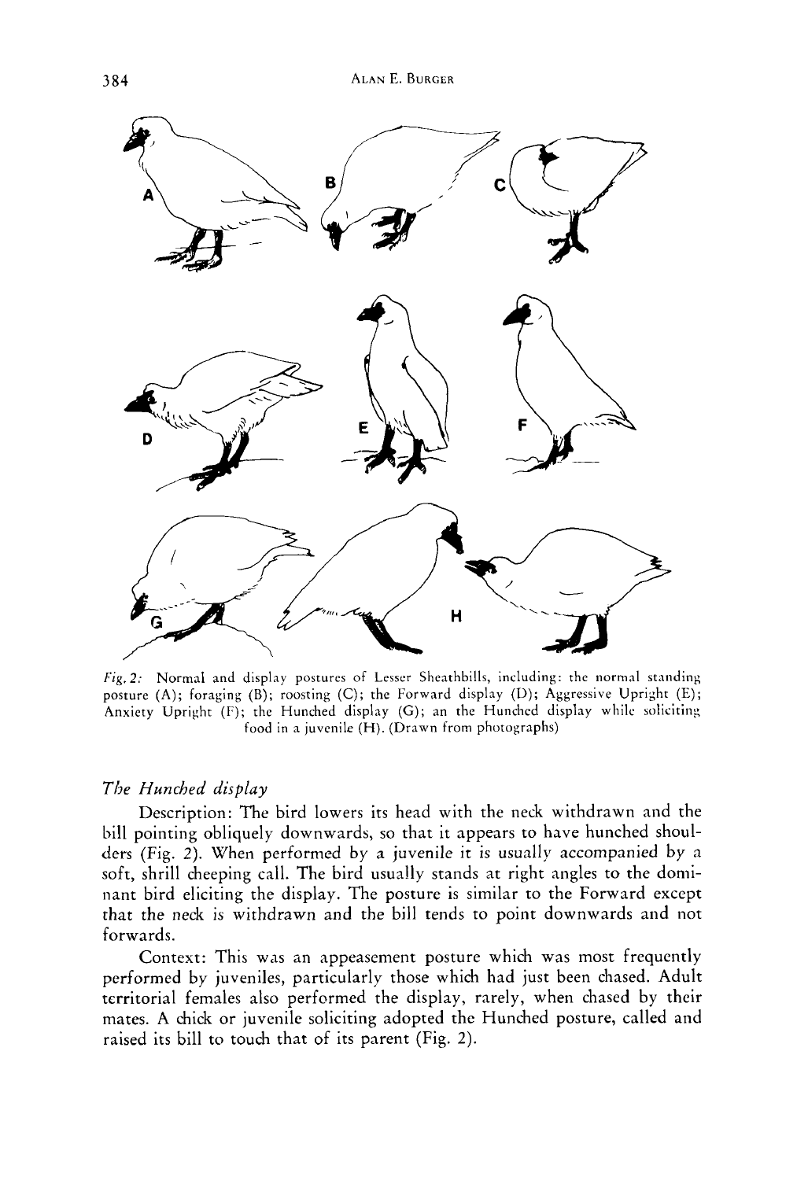*Fig. 2:* Normal and display postures of Lesser Sheathbills, including: the normal standing posture (A); foraging (B); roosting (C); the Forward display (D); Aggressive Upright (E); Anxiety Upright (F); the Hunched display (G); an the Hunched display while soliciting food in a juvenile (H). (Drawn from photographs)

### *The Hunched display*

Description: The bird lowers its head with the neck withdrawn and the bill pointing obliquely downwards, so that it appears to have hunched shoulders (Fig. 2). When performed by a juvenile it is usually accompanied by a soft, shrill cheeping call. The bird usually stands at right angles to the dominant bird eliciting the display. The posture is similar to the Forward except that the neck is withdrawn and the bill tends to point downwards and not forwards.

Context: This was an appeasement posture which was most frequently performed by juveniles, particularly those which had just been chased. Adult territorial females also performed the display, rarely, when chased by their mates. A chick or juvenile soliciting adopted the Hunched posture, called and raised its bill to touch that of its parent (Fig. 2).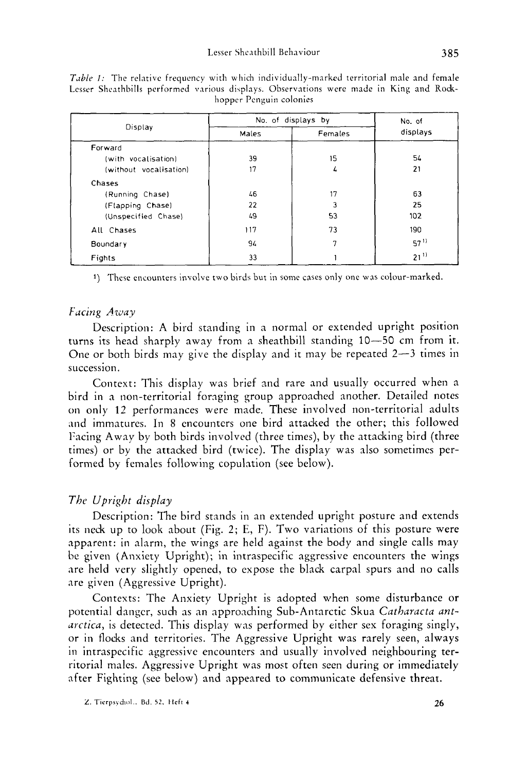*Table 1:* The relative frequency with which individually-marked territorial male and female Lesser Sheathbills performed various displays. Observations were made in King and Rockhopper Penguin colonies

| Display | No. of displays by | | No. of displays |
|---|---|---|---|
| | Males | Females | |
| Forward | | | |
| (with vocalisation) | 39 | 15 | 54 |
| (without vocalisation) | 17 | 4 | 21 |
| Chases | | | |
| (Running Chase) | 46 | 17 | 63 |
| (Flapping Chase) | 22 | 3 | 25 |
| (Unspecified Chase) | 49 | 53 | 102 |
| All Chases | 117 | 73 | 190 |
| Boundary | 94 | 7 | 57 [1)] |
| Fights | 33 | 1 | 21 [1)] |

1) These encounters involve two birds but in some cases only one was colour-marked.

### *Facing Away*

Description: A bird standing in a normal or extended upright position turns its head sharply away from a sheathbill standing 10—50 cm from it. One or both birds may give the display and it may be repeated 2—3 times in succession.

Context: This display was brief and rare and usually occurred when a bird in a non-territorial foraging group approached another. Detailed notes on only 12 performances were made. These involved non-territorial adults and immatures. In 8 encounters one bird attacked the other; this followed Facing Away by both birds involved (three times), by the attacking bird (three times) or by the attacked bird (twice). The display was also sometimes performed by females following copulation (see below).

### *The Upright display*

Description: The bird stands in an extended upright posture and extends its neck up to look about (Fig. 2; E, F). Two variations of this posture were apparent: in alarm, the wings are held against the body and single calls may be given (Anxiety Upright); in intraspecific aggressive encounters the wings are held very slightly opened, to expose the black carpal spurs and no calls are given (Aggressive Upright).

Contexts: The Anxiety Upright is adopted when some disturbance or potential danger, such as an approaching Sub-Antarctic Skua *Catharacta antarctica*, is detected. This display was performed by either sex foraging singly, or in flocks and territories. The Aggressive Upright was rarely seen, always in intraspecific aggressive encounters and usually involved neighbouring territorial males. Aggressive Upright was most often seen during or immediately after Fighting (see below) and appeared to communicate defensive threat.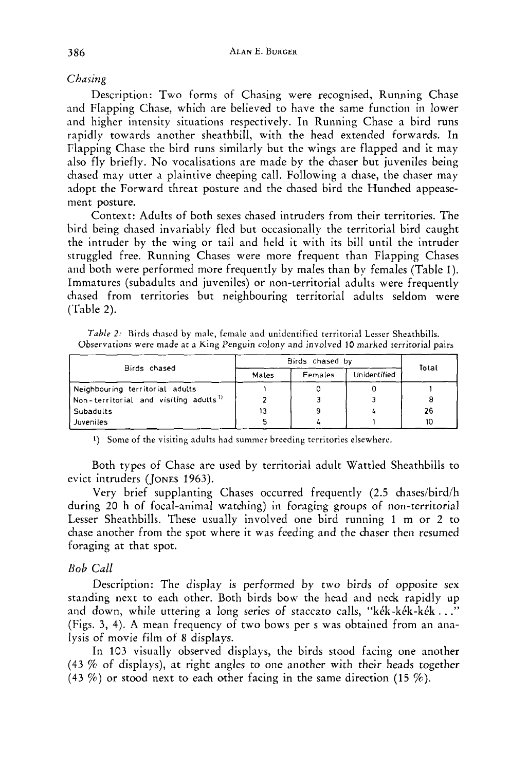*Chasing*

Description: Two forms of Chasing were recognised, Running Chase and Flapping Chase, which are believed to have the same function in lower and higher intensity situations respectively. In Running Chase a bird runs rapidly towards another sheathbill, with the head extended forwards. In Flapping Chase the bird runs similarly but the wings are flapped and it may also fly briefly. No vocalisations are made by the chaser but juveniles being chased may utter a plaintive cheeping call. Following a chase, the chaser may adopt the Forward threat posture and the chased bird the Hunched appeasement posture.

Context: Adults of both sexes chased intruders from their territories. The bird being chased invariably fled but occasionally the territorial bird caught the intruder by the wing or tail and held it with its bill until the intruder struggled free. Running Chases were more frequent than Flapping Chases and both were performed more frequently by males than by females (Table 1). Immatures (subadults and juveniles) or non-territorial adults were frequently chased from territories but neighbouring territorial adults seldom were (Table 2).

*Table 2:* Birds chased by male, female and unidentified territorial Lesser Sheathbills. Observations were made at a King Penguin colony and involved 10 marked territorial pairs

| Birds chased | Birds chased by | | | Total |
|---|---|---|---|---|
| | Males | Females | Unidentified | |
| Neighbouring territorial adults | 1 | 0 | 0 | 1 |
| Non-territorial and visiting adults [1] | 2 | 3 | 3 | 8 |
| Subadults | 13 | 9 | 4 | 26 |
| Juveniles | 5 | 4 | 1 | 10 |

[1]) Some of the visiting adults had summer breeding territories elsewhere.

Both types of Chase are used by territorial adult Wattled Sheathbills to evict intruders (JONES 1963).

Very brief supplanting Chases occurred frequently (2.5 chases/bird/h during 20 h of focal-animal watching) in foraging groups of non-territorial Lesser Sheathbills. These usually involved one bird running 1 m or 2 to chase another from the spot where it was feeding and the chaser then resumed foraging at that spot.

*Bob Call*

Description: The display is performed by two birds of opposite sex standing next to each other. Both birds bow the head and neck rapidly up and down, while uttering a long series of staccato calls, "kék-kék-kék..." (Figs. 3, 4). A mean frequency of two bows per s was obtained from an analysis of movie film of 8 displays.

In 103 visually observed displays, the birds stood facing one another (43 % of displays), at right angles to one another with their heads together (43 %) or stood next to each other facing in the same direction (15 %).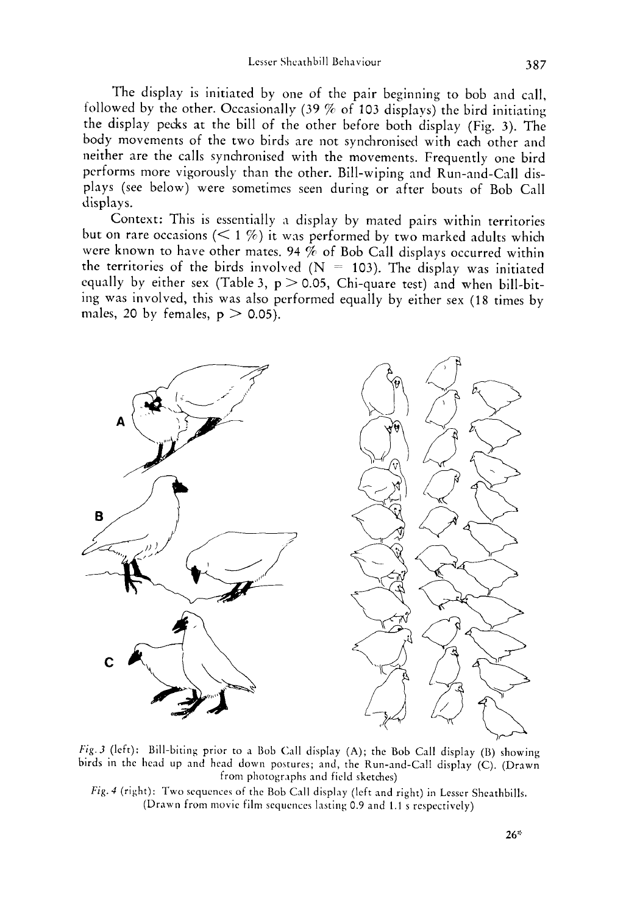The display is initiated by one of the pair beginning to bob and call, followed by the other. Occasionally (39 % of 103 displays) the bird initiating the display pecks at the bill of the other before both display (Fig. 3). The body movements of the two birds are not synchronised with each other and neither are the calls synchronised with the movements. Frequently one bird performs more vigorously than the other. Bill-wiping and Run-and-Call displays (see below) were sometimes seen during or after bouts of Bob Call displays.

Context: This is essentially a display by mated pairs within territories but on rare occasions (< 1 %) it was performed by two marked adults which were known to have other mates. 94 % of Bob Call displays occurred within the territories of the birds involved (N = 103). The display was initiated equally by either sex (Table 3, $p > 0.05$, Chi-quare test) and when bill-biting was involved, this was also performed equally by either sex (18 times by males, 20 by females, $p > 0.05$).

*Fig. 3* (left): Bill-biting prior to a Bob Call display (A); the Bob Call display (B) showing birds in the head up and head down postures; and, the Run-and-Call display (C). (Drawn from photographs and field sketches)

*Fig. 4* (right): Two sequences of the Bob Call display (left and right) in Lesser Sheathbills. (Drawn from movie film sequences lasting 0.9 and 1.1 s respectively)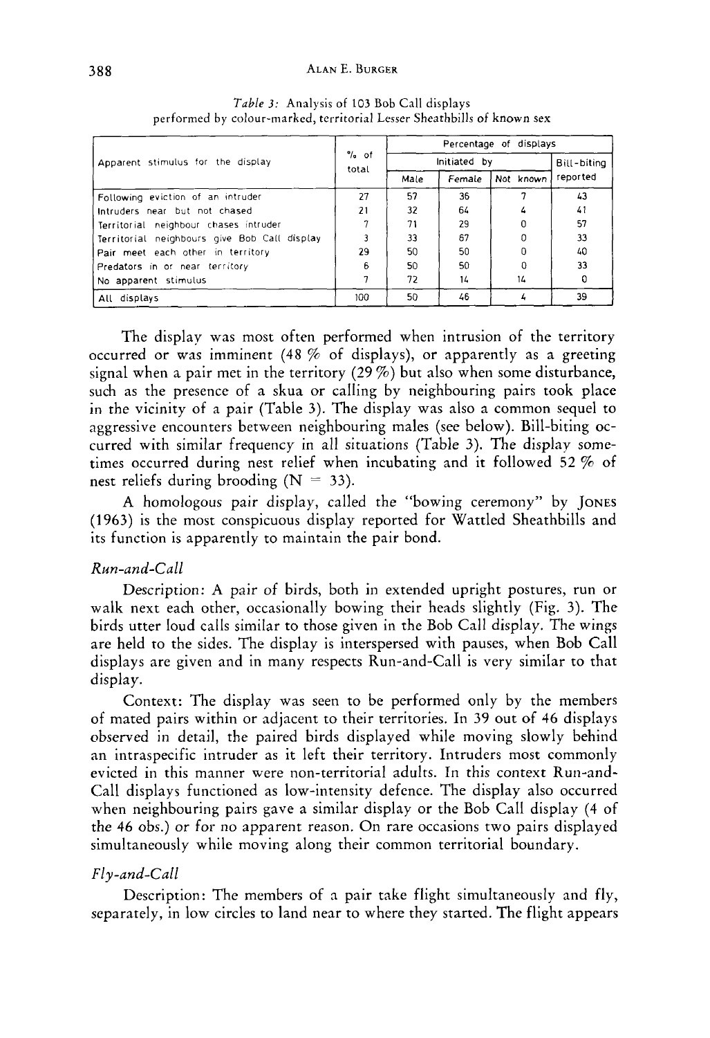*Table 3:* Analysis of 103 Bob Call displays performed by colour-marked, territorial Lesser Sheathbills of known sex

| Apparent stimulus for the display | % of total | Percentage of displays | | | |
|---|---|---|---|---|---|
| | | Initiated by | | | Bill-biting reported |
| | | Male | Female | Not known | |
| Following eviction of an intruder | 27 | 57 | 36 | 7 | 43 |
| Intruders near but not chased | 21 | 32 | 64 | 4 | 41 |
| Territorial neighbour chases intruder | 7 | 71 | 29 | 0 | 57 |
| Territorial neighbours give Bob Call display | 3 | 33 | 67 | 0 | 33 |
| Pair meet each other in territory | 29 | 50 | 50 | 0 | 40 |
| Predators in or near territory | 6 | 50 | 50 | 0 | 33 |
| No apparent stimulus | 7 | 72 | 14 | 14 | 0 |
| All displays | 100 | 50 | 46 | 4 | 39 |

The display was most often performed when intrusion of the territory occurred or was imminent (48 % of displays), or apparently as a greeting signal when a pair met in the territory (29 %) but also when some disturbance, such as the presence of a skua or calling by neighbouring pairs took place in the vicinity of a pair (Table 3). The display was also a common sequel to aggressive encounters between neighbouring males (see below). Bill-biting occurred with similar frequency in all situations (Table 3). The display sometimes occurred during nest relief when incubating and it followed 52 % of nest reliefs during brooding (N = 33).

A homologous pair display, called the "bowing ceremony" by JONES (1963) is the most conspicuous display reported for Wattled Sheathbills and its function is apparently to maintain the pair bond.

### *Run-and-Call*

Description: A pair of birds, both in extended upright postures, run or walk next each other, occasionally bowing their heads slightly (Fig. 3). The birds utter loud calls similar to those given in the Bob Call display. The wings are held to the sides. The display is interspersed with pauses, when Bob Call displays are given and in many respects Run-and-Call is very similar to that display.

Context: The display was seen to be performed only by the members of mated pairs within or adjacent to their territories. In 39 out of 46 displays observed in detail, the paired birds displayed while moving slowly behind an intraspecific intruder as it left their territory. Intruders most commonly evicted in this manner were non-territorial adults. In this context Run-and-Call displays functioned as low-intensity defence. The display also occurred when neighbouring pairs gave a similar display or the Bob Call display (4 of the 46 obs.) or for no apparent reason. On rare occasions two pairs displayed simultaneously while moving along their common territorial boundary.

### *Fly-and-Call*

Description: The members of a pair take flight simultaneously and fly, separately, in low circles to land near to where they started. The flight appears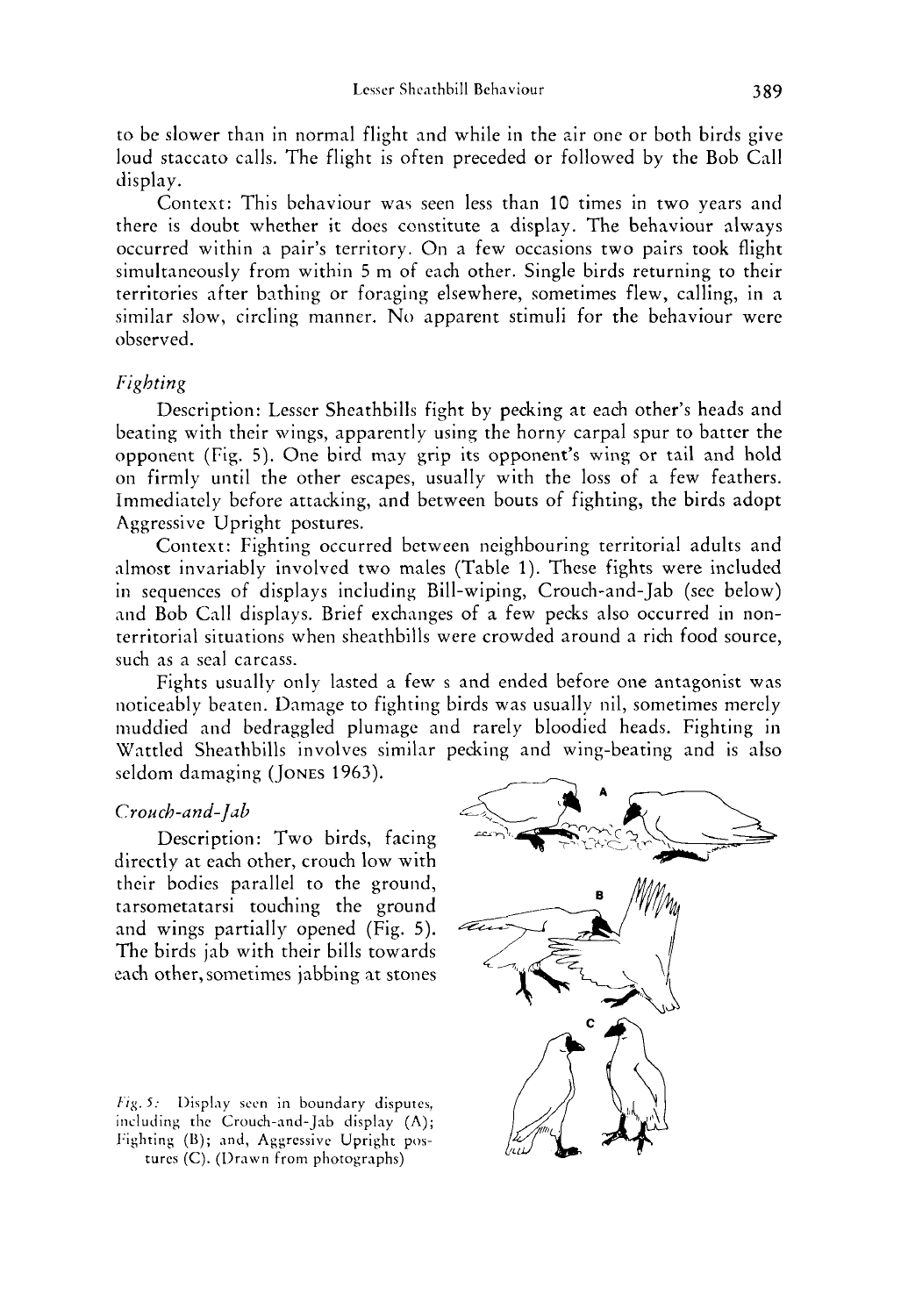to be slower than in normal flight and while in the air one or both birds give loud staccato calls. The flight is often preceded or followed by the Bob Call display.

Context: This behaviour was seen less than 10 times in two years and there is doubt whether it does constitute a display. The behaviour always occurred within a pair's territory. On a few occasions two pairs took flight simultaneously from within 5 m of each other. Single birds returning to their territories after bathing or foraging elsewhere, sometimes flew, calling, in a similar slow, circling manner. No apparent stimuli for the behaviour were observed.

### *Fighting*

Description: Lesser Sheathbills fight by pecking at each other's heads and beating with their wings, apparently using the horny carpal spur to batter the opponent (Fig. 5). One bird may grip its opponent's wing or tail and hold on firmly until the other escapes, usually with the loss of a few feathers. Immediately before attacking, and between bouts of fighting, the birds adopt Aggressive Upright postures.

Context: Fighting occurred between neighbouring territorial adults and almost invariably involved two males (Table 1). These fights were included in sequences of displays including Bill-wiping, Crouch-and-Jab (see below) and Bob Call displays. Brief exchanges of a few pecks also occurred in non-territorial situations when sheathbills were crowded around a rich food source, such as a seal carcass.

Fights usually only lasted a few s and ended before one antagonist was noticeably beaten. Damage to fighting birds was usually nil, sometimes merely muddied and bedraggled plumage and rarely bloodied heads. Fighting in Wattled Sheathbills involves similar pecking and wing-beating and is also seldom damaging (Jones 1963).

### *Crouch-and-Jab*

Description: Two birds, facing directly at each other, crouch low with their bodies parallel to the ground, tarsometatarsi touching the ground and wings partially opened (Fig. 5). The birds jab with their bills towards each other, sometimes jabbing at stones

*Fig. 5:* Display seen in boundary disputes, including the Crouch-and-Jab display (A); Fighting (B); and, Aggressive Upright postures (C). (Drawn from photographs)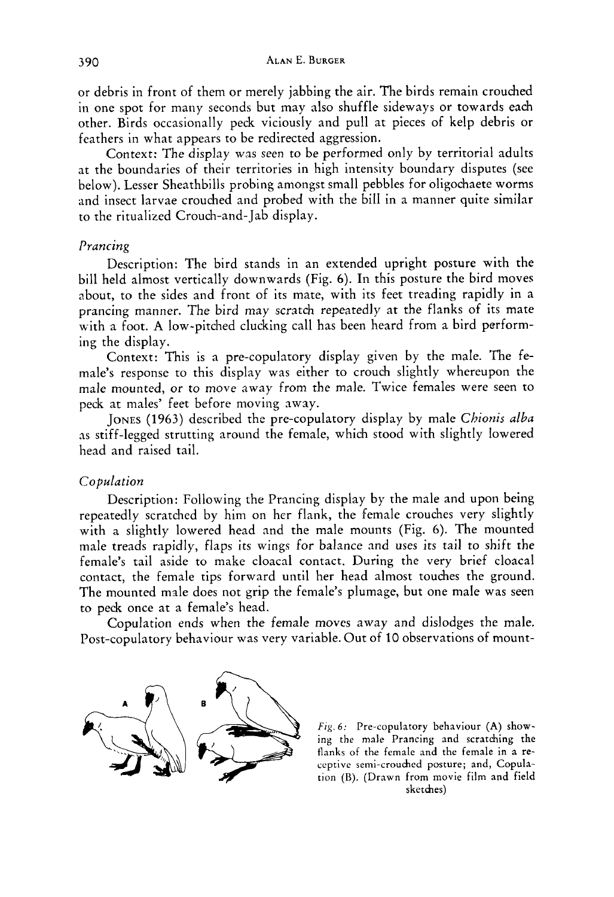or debris in front of them or merely jabbing the air. The birds remain crouched in one spot for many seconds but may also shuffle sideways or towards each other. Birds occasionally peck viciously and pull at pieces of kelp debris or feathers in what appears to be redirected aggression.

Context: The display was seen to be performed only by territorial adults at the boundaries of their territories in high intensity boundary disputes (see below). Lesser Sheathbills probing amongst small pebbles for oligochaete worms and insect larvae crouched and probed with the bill in a manner quite similar to the ritualized Crouch-and-Jab display.

*Prancing*

Description: The bird stands in an extended upright posture with the bill held almost vertically downwards (Fig. 6). In this posture the bird moves about, to the sides and front of its mate, with its feet treading rapidly in a prancing manner. The bird may scratch repeatedly at the flanks of its mate with a foot. A low-pitched clucking call has been heard from a bird performing the display.

Context: This is a pre-copulatory display given by the male. The female's response to this display was either to crouch slightly whereupon the male mounted, or to move away from the male. Twice females were seen to peck at males' feet before moving away.

JONES (1963) described the pre-copulatory display by male *Chionis alba* as stiff-legged strutting around the female, which stood with slightly lowered head and raised tail.

*Copulation*

Description: Following the Prancing display by the male and upon being repeatedly scratched by him on her flank, the female crouches very slightly with a slightly lowered head and the male mounts (Fig. 6). The mounted male treads rapidly, flaps its wings for balance and uses its tail to shift the female's tail aside to make cloacal contact. During the very brief cloacal contact, the female tips forward until her head almost touches the ground. The mounted male does not grip the female's plumage, but one male was seen to peck once at a female's head.

Copulation ends when the female moves away and dislodges the male. Post-copulatory behaviour was very variable. Out of 10 observations of mount-

*Fig. 6:* Pre-copulatory behaviour (A) showing the male Prancing and scratching the flanks of the female and the female in a receptive semi-crouched posture; and, Copulation (B). (Drawn from movie film and field sketches)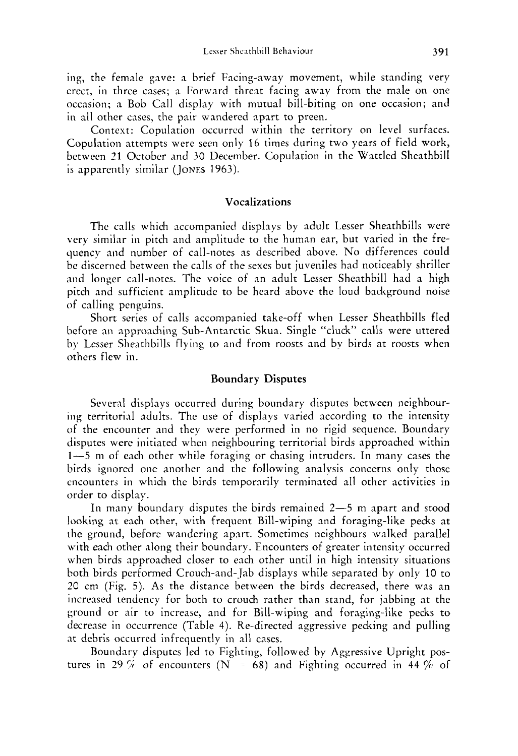ing, the female gave: a brief Facing-away movement, while standing very erect, in three cases; a Forward threat facing away from the male on one occasion; a Bob Call display with mutual bill-biting on one occasion; and in all other cases, the pair wandered apart to preen.

Context: Copulation occurred within the territory on level surfaces. Copulation attempts were seen only 16 times during two years of field work, between 21 October and 30 December. Copulation in the Wattled Sheathbill is apparently similar (JONES 1963).

## Vocalizations

The calls which accompanied displays by adult Lesser Sheathbills were very similar in pitch and amplitude to the human ear, but varied in the frequency and number of call-notes as described above. No differences could be discerned between the calls of the sexes but juveniles had noticeably shriller and longer call-notes. The voice of an adult Lesser Sheathbill had a high pitch and sufficient amplitude to be heard above the loud background noise of calling penguins.

Short series of calls accompanied take-off when Lesser Sheathbills fled before an approaching Sub-Antarctic Skua. Single "cluck" calls were uttered by Lesser Sheathbills flying to and from roosts and by birds at roosts when others flew in.

## Boundary Disputes

Several displays occurred during boundary disputes between neighbouring territorial adults. The use of displays varied according to the intensity of the encounter and they were performed in no rigid sequence. Boundary disputes were initiated when neighbouring territorial birds approached within 1—5 m of each other while foraging or chasing intruders. In many cases the birds ignored one another and the following analysis concerns only those encounters in which the birds temporarily terminated all other activities in order to display.

In many boundary disputes the birds remained 2—5 m apart and stood looking at each other, with frequent Bill-wiping and foraging-like pecks at the ground, before wandering apart. Sometimes neighbours walked parallel with each other along their boundary. Encounters of greater intensity occurred when birds approached closer to each other until in high intensity situations both birds performed Crouch-and-Jab displays while separated by only 10 to 20 cm (Fig. 5). As the distance between the birds decreased, there was an increased tendency for both to crouch rather than stand, for jabbing at the ground or air to increase, and for Bill-wiping and foraging-like pecks to decrease in occurrence (Table 4). Re-directed aggressive pecking and pulling at debris occurred infrequently in all cases.

Boundary disputes led to Fighting, followed by Aggressive Upright postures in 29 % of encounters (N = 68) and Fighting occurred in 44 % of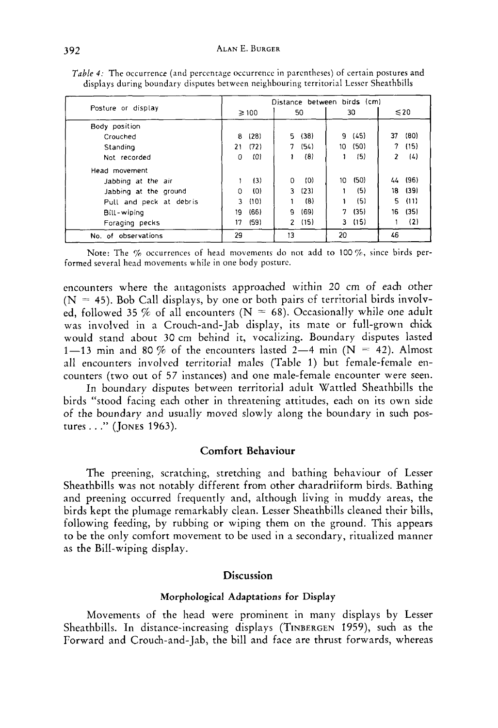*Table 4:* The occurrence (and percentage occurrence in parentheses) of certain postures and displays during boundary disputes between neighbouring territorial Lesser Sheathbills

| Posture or display | Distance between birds (cm) | | | |
|---|---|---|---|---|
| | ≥ 100 | 50 | 30 | ≤ 20 |
| Body position | | | | |
| Crouched | 8 (28) | 5 (38) | 9 (45) | 37 (80) |
| Standing | 21 (72) | 7 (54) | 10 (50) | 7 (15) |
| Not recorded | 0 (0) | 1 (8) | 1 (5) | 2 (4) |
| Head movement | | | | |
| Jabbing at the air | 1 (3) | 0 (0) | 10 (50) | 44 (96) |
| Jabbing at the ground | 0 (0) | 3 (23) | 1 (5) | 18 (39) |
| Pull and peck at debris | 3 (10) | 1 (8) | 1 (5) | 5 (11) |
| Bill-wiping | 19 (66) | 9 (69) | 7 (35) | 16 (35) |
| Foraging pecks | 17 (59) | 2 (15) | 3 (15) | 1 (2) |
| No. of observations | 29 | 13 | 20 | 46 |

Note: The % occurrences of head movements do not add to 100 %, since birds performed several head movements while in one body posture.

encounters where the antagonists approached within 20 cm of each other (N = 45). Bob Call displays, by one or both pairs of territorial birds involved, followed 35 % of all encounters (N = 68). Occasionally while one adult was involved in a Crouch-and-Jab display, its mate or full-grown chick would stand about 30 cm behind it, vocalizing. Boundary disputes lasted 1—13 min and 80 % of the encounters lasted 2—4 min (N = 42). Almost all encounters involved territorial males (Table 1) but female-female encounters (two out of 57 instances) and one male-female encounter were seen.

In boundary disputes between territorial adult Wattled Sheathbills the birds "stood facing each other in threatening attitudes, each on its own side of the boundary and usually moved slowly along the boundary in such postures . . ." (JONES 1963).

## Comfort Behaviour

The preening, scratching, stretching and bathing behaviour of Lesser Sheathbills was not notably different from other charadriiform birds. Bathing and preening occurred frequently and, although living in muddy areas, the birds kept the plumage remarkably clean. Lesser Sheathbills cleaned their bills, following feeding, by rubbing or wiping them on the ground. This appears to be the only comfort movement to be used in a secondary, ritualized manner as the Bill-wiping display.

## Discussion

### Morphological Adaptations for Display

Movements of the head were prominent in many displays by Lesser Sheathbills. In distance-increasing displays (TINBERGEN 1959), such as the Forward and Crouch-and-Jab, the bill and face are thrust forwards, whereas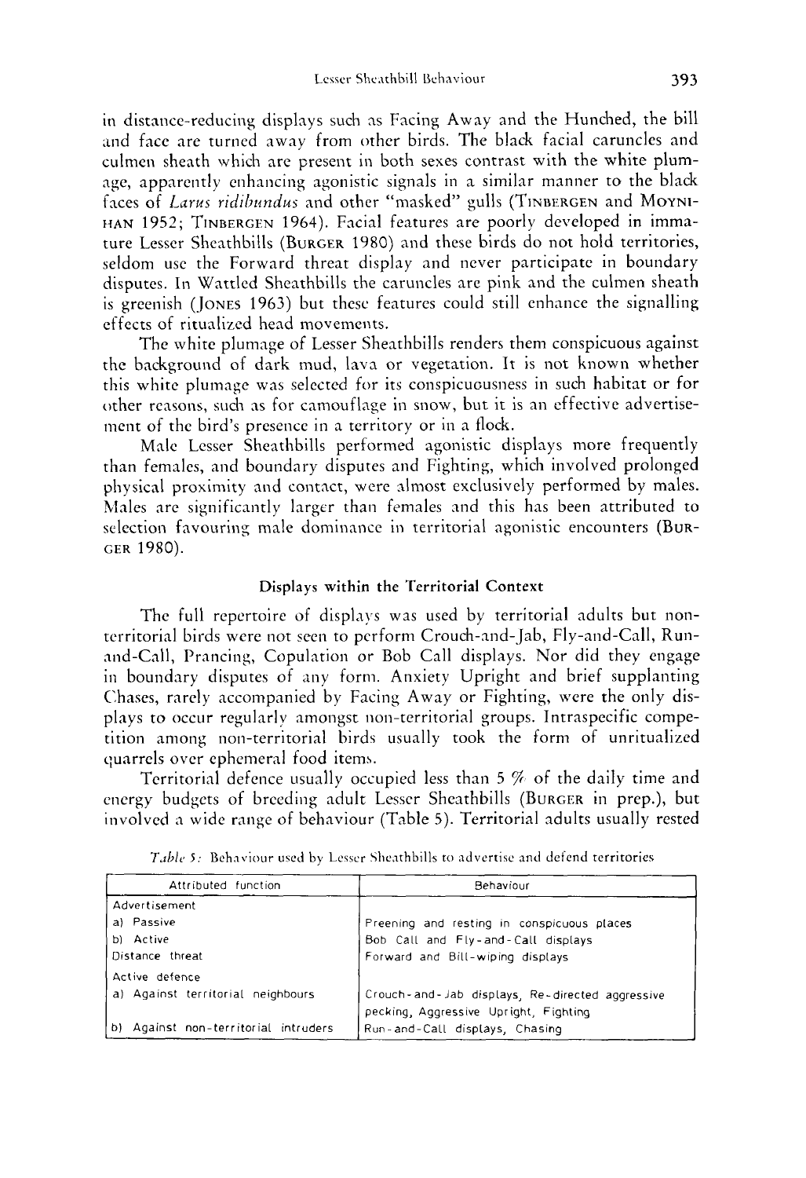in distance-reducing displays such as Facing Away and the Hunched, the bill and face are turned away from other birds. The black facial caruncles and culmen sheath which are present in both sexes contrast with the white plumage, apparently enhancing agonistic signals in a similar manner to the black faces of *Larus ridibundus* and other "masked" gulls (TINBERGEN and MOYNIHAN 1952; TINBERGEN 1964). Facial features are poorly developed in immature Lesser Sheathbills (BURGER 1980) and these birds do not hold territories, seldom use the Forward threat display and never participate in boundary disputes. In Wattled Sheathbills the caruncles are pink and the culmen sheath is greenish (JONES 1963) but these features could still enhance the signalling effects of ritualized head movements.

The white plumage of Lesser Sheathbills renders them conspicuous against the background of dark mud, lava or vegetation. It is not known whether this white plumage was selected for its conspicuousness in such habitat or for other reasons, such as for camouflage in snow, but it is an effective advertisement of the bird's presence in a territory or in a flock.

Male Lesser Sheathbills performed agonistic displays more frequently than females, and boundary disputes and Fighting, which involved prolonged physical proximity and contact, were almost exclusively performed by males. Males are significantly larger than females and this has been attributed to selection favouring male dominance in territorial agonistic encounters (BURGER 1980).

### Displays within the Territorial Context

The full repertoire of displays was used by territorial adults but non-territorial birds were not seen to perform Crouch-and-Jab, Fly-and-Call, Run-and-Call, Prancing, Copulation or Bob Call displays. Nor did they engage in boundary disputes of any form. Anxiety Upright and brief supplanting Chases, rarely accompanied by Facing Away or Fighting, were the only displays to occur regularly amongst non-territorial groups. Intraspecific competition among non-territorial birds usually took the form of unritualized quarrels over ephemeral food items.

Territorial defence usually occupied less than 5 % of the daily time and energy budgets of breeding adult Lesser Sheathbills (BURGER in prep.), but involved a wide range of behaviour (Table 5). Territorial adults usually rested

*Table 5:* Behaviour used by Lesser Sheathbills to advertise and defend territories

| Attributed function | Behaviour |
|---|---|
| Advertisement | |
| a) Passive | Preening and resting in conspicuous places |
| b) Active | Bob Call and Fly-and-Call displays |
| Distance threat | Forward and Bill-wiping displays |
| Active defence | |
| a) Against territorial neighbours | Crouch-and-Jab displays, Re-directed aggressive pecking, Aggressive Upright, Fighting |
| b) Against non-territorial intruders | Run-and-Call displays, Chasing |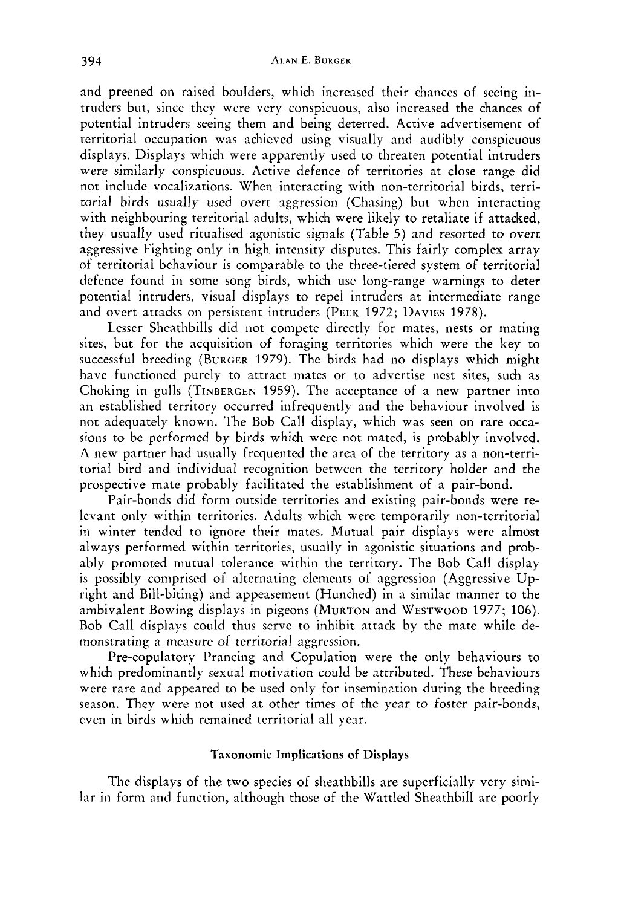and preened on raised boulders, which increased their chances of seeing intruders but, since they were very conspicuous, also increased the chances of potential intruders seeing them and being deterred. Active advertisement of territorial occupation was achieved using visually and audibly conspicuous displays. Displays which were apparently used to threaten potential intruders were similarly conspicuous. Active defence of territories at close range did not include vocalizations. When interacting with non-territorial birds, territorial birds usually used overt aggression (Chasing) but when interacting with neighbouring territorial adults, which were likely to retaliate if attacked, they usually used ritualised agonistic signals (Table 5) and resorted to overt aggressive Fighting only in high intensity disputes. This fairly complex array of territorial behaviour is comparable to the three-tiered system of territorial defence found in some song birds, which use long-range warnings to deter potential intruders, visual displays to repel intruders at intermediate range and overt attacks on persistent intruders (Peek 1972; Davies 1978).

Lesser Sheathbills did not compete directly for mates, nests or mating sites, but for the acquisition of foraging territories which were the key to successful breeding (Burger 1979). The birds had no displays which might have functioned purely to attract mates or to advertise nest sites, such as Choking in gulls (Tinbergen 1959). The acceptance of a new partner into an established territory occurred infrequently and the behaviour involved is not adequately known. The Bob Call display, which was seen on rare occasions to be performed by birds which were not mated, is probably involved. A new partner had usually frequented the area of the territory as a non-territorial bird and individual recognition between the territory holder and the prospective mate probably facilitated the establishment of a pair-bond.

Pair-bonds did form outside territories and existing pair-bonds were relevant only within territories. Adults which were temporarily non-territorial in winter tended to ignore their mates. Mutual pair displays were almost always performed within territories, usually in agonistic situations and probably promoted mutual tolerance within the territory. The Bob Call display is possibly comprised of alternating elements of aggression (Aggressive Upright and Bill-biting) and appeasement (Hunched) in a similar manner to the ambivalent Bowing displays in pigeons (Murton and Westwood 1977; 106). Bob Call displays could thus serve to inhibit attack by the mate while demonstrating a measure of territorial aggression.

Pre-copulatory Prancing and Copulation were the only behaviours to which predominantly sexual motivation could be attributed. These behaviours were rare and appeared to be used only for insemination during the breeding season. They were not used at other times of the year to foster pair-bonds, even in birds which remained territorial all year.

### Taxonomic Implications of Displays

The displays of the two species of sheathbills are superficially very similar in form and function, although those of the Wattled Sheathbill are poorly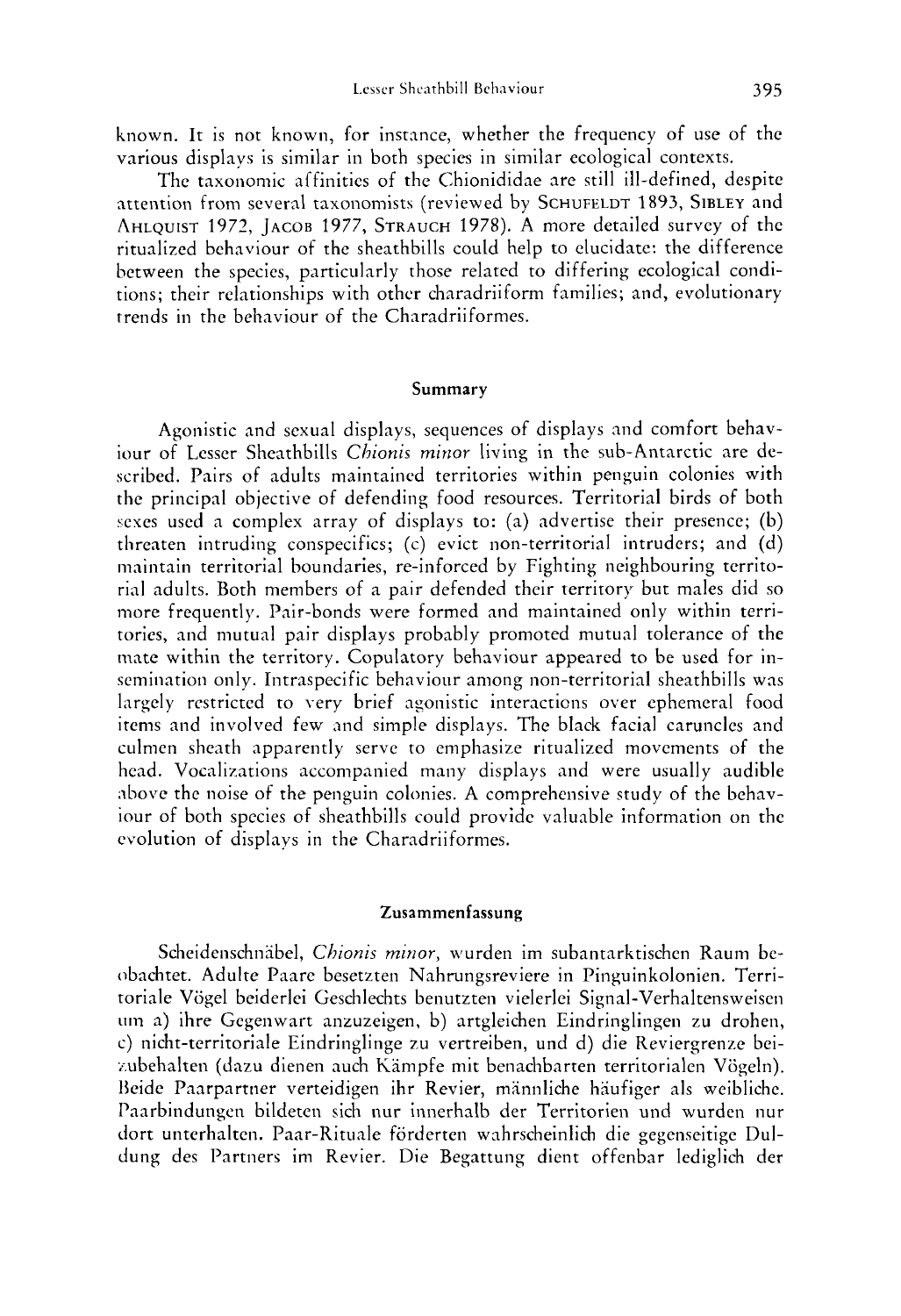known. It is not known, for instance, whether the frequency of use of the various displays is similar in both species in similar ecological contexts.

The taxonomic affinities of the Chionididae are still ill-defined, despite attention from several taxonomists (reviewed by SCHUFELDT 1893, SIBLEY and AHLQUIST 1972, JACOB 1977, STRAUCH 1978). A more detailed survey of the ritualized behaviour of the sheathbills could help to elucidate: the difference between the species, particularly those related to differing ecological conditions; their relationships with other charadriiform families; and, evolutionary trends in the behaviour of the Charadriiformes.

## Summary

Agonistic and sexual displays, sequences of displays and comfort behaviour of Lesser Sheathbills *Chionis minor* living in the sub-Antarctic are described. Pairs of adults maintained territories within penguin colonies with the principal objective of defending food resources. Territorial birds of both sexes used a complex array of displays to: (a) advertise their presence; (b) threaten intruding conspecifics; (c) evict non-territorial intruders; and (d) maintain territorial boundaries, re-inforced by Fighting neighbouring territorial adults. Both members of a pair defended their territory but males did so more frequently. Pair-bonds were formed and maintained only within territories, and mutual pair displays probably promoted mutual tolerance of the mate within the territory. Copulatory behaviour appeared to be used for insemination only. Intraspecific behaviour among non-territorial sheathbills was largely restricted to very brief agonistic interactions over ephemeral food items and involved few and simple displays. The black facial caruncles and culmen sheath apparently serve to emphasize ritualized movements of the head. Vocalizations accompanied many displays and were usually audible above the noise of the penguin colonies. A comprehensive study of the behaviour of both species of sheathbills could provide valuable information on the evolution of displays in the Charadriiformes.

## Zusammenfassung

Scheidenschnäbel, *Chionis minor*, wurden im subantarktischen Raum beobachtet. Adulte Paare besetzten Nahrungsreviere in Pinguinkolonien. Territoriale Vögel beiderlei Geschlechts benutzten vielerlei Signal-Verhaltensweisen um a) ihre Gegenwart anzuzeigen, b) artgleichen Eindringlingen zu drohen, c) nicht-territoriale Eindringlinge zu vertreiben, und d) die Reviergrenze beizubehalten (dazu dienen auch Kämpfe mit benachbarten territorialen Vögeln). Beide Paarpartner verteidigen ihr Revier, männliche häufiger als weibliche. Paarbindungen bildeten sich nur innerhalb der Territorien und wurden nur dort unterhalten. Paar-Rituale förderten wahrscheinlich die gegenseitige Duldung des Partners im Revier. Die Begattung dient offenbar lediglich der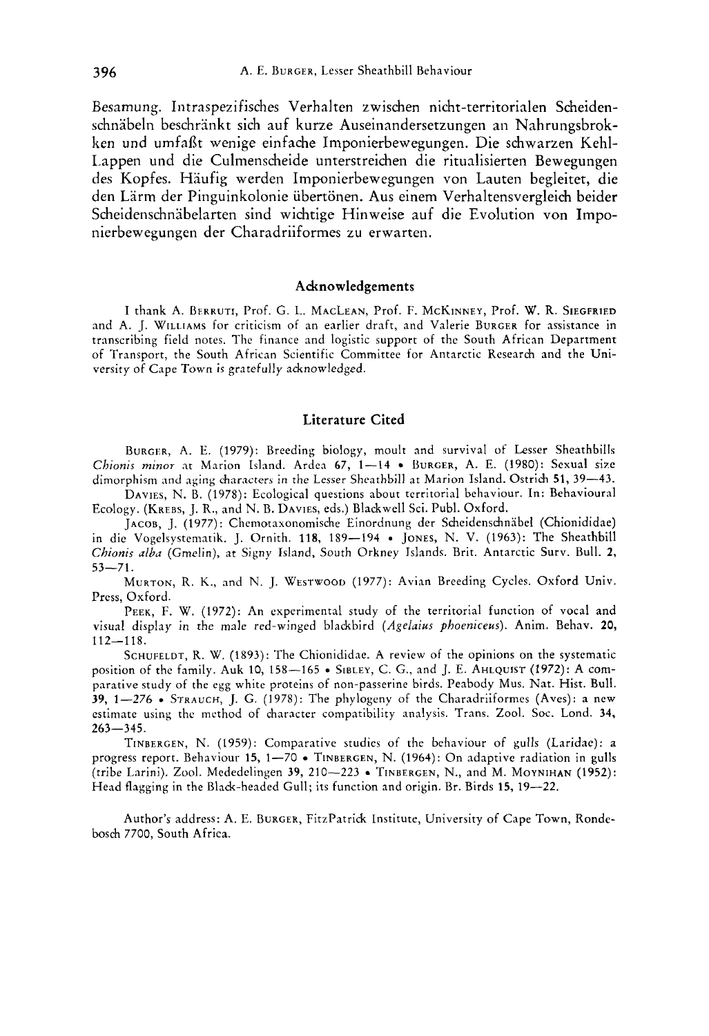Besamung. Intraspezifisches Verhalten zwischen nicht-territorialen Scheidenschnäbeln beschränkt sich auf kurze Auseinandersetzungen an Nahrungsbrokken und umfaßt wenige einfache Imponierbewegungen. Die schwarzen Kehl-Lappen und die Culmenscheide unterstreichen die ritualisierten Bewegungen des Kopfes. Häufig werden Imponierbewegungen von Lauten begleitet, die den Lärm der Pinguinkolonie übertönen. Aus einem Verhaltensvergleich beider Scheidenschnäbelarten sind wichtige Hinweise auf die Evolution von Imponierbewegungen der Charadriiformes zu erwarten.

## Acknowledgements

I thank A. Berruti, Prof. G. L. MacLean, Prof. F. McKinney, Prof. W. R. Siegfried and A. J. Williams for criticism of an earlier draft, and Valerie Burger for assistance in transcribing field notes. The finance and logistic support of the South African Department of Transport, the South African Scientific Committee for Antarctic Research and the University of Cape Town is gratefully acknowledged.

## Literature Cited

Burger, A. E. (1979): Breeding biology, moult and survival of Lesser Sheathbills *Chionis minor* at Marion Island. Ardea **67**, 1—14 • Burger, A. E. (1980): Sexual size dimorphism and aging characters in the Lesser Sheathbill at Marion Island. Ostrich **51**, 39—43.

Davies, N. B. (1978): Ecological questions about territorial behaviour. In: Behavioural Ecology. (Krebs, J. R., and N. B. Davies, eds.) Blackwell Sci. Publ. Oxford.

Jacob, J. (1977): Chemotaxonomische Einordnung der Scheidenschnäbel (Chionididae) in die Vogelsystematik. J. Ornith. **118**, 189—194 • Jones, N. V. (1963): The Sheathbill *Chionis alba* (Gmelin), at Signy Island, South Orkney Islands. Brit. Antarctic Surv. Bull. **2**, 53—71.

Murton, R. K., and N. J. Westwood (1977): Avian Breeding Cycles. Oxford Univ. Press, Oxford.

Peek, F. W. (1972): An experimental study of the territorial function of vocal and visual display in the male red-winged blackbird (*Agelaius phoeniceus*). Anim. Behav. **20**, 112—118.

Schufeldt, R. W. (1893): The Chionididae. A review of the opinions on the systematic position of the family. Auk **10**, 158—165 • Sibley, C. G., and J. E. Ahlquist (1972): A comparative study of the egg white proteins of non-passerine birds. Peabody Mus. Nat. Hist. Bull. **39**, 1—276 • Strauch, J. G. (1978): The phylogeny of the Charadriiformes (Aves): a new estimate using the method of character compatibility analysis. Trans. Zool. Soc. Lond. **34**, 263—345.

Tinbergen, N. (1959): Comparative studies of the behaviour of gulls (Laridae): a progress report. Behaviour **15**, 1—70 • Tinbergen, N. (1964): On adaptive radiation in gulls (tribe Larini). Zool. Mededelingen **39**, 210—223 • Tinbergen, N., and M. Moynihan (1952): Head flagging in the Black-headed Gull; its function and origin. Br. Birds **15**, 19—22.

Author's address: A. E. Burger, FitzPatrick Institute, University of Cape Town, Rondebosch 7700, South Africa.